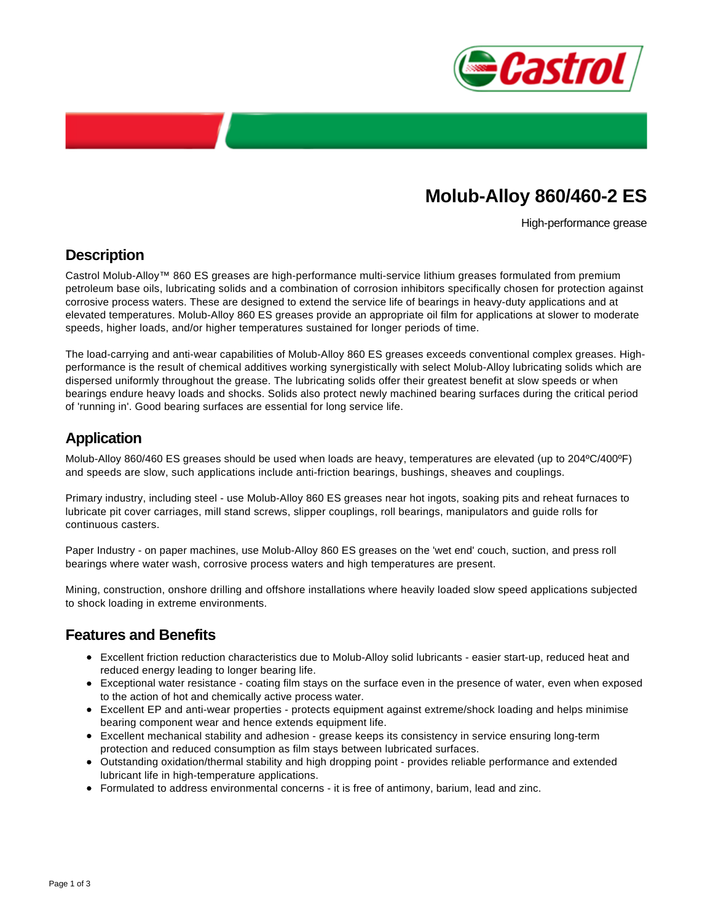# Molub-Alloy 860/460-2 ES

High-performance grease

## Description

Castrol Molub-Alloy™ 860 ES greases are high-performance multi-service lithium greases formulated from premium petroleum base oils, lubricating solids and a combination of corrosion inhibitors specifically chosen for protection against corrosive process waters. These are designed to extend the service life of bearings in heavy-duty applications and at elevated temperatures. Molub-Alloy 860 ES greases provide an appropriate oil film for applications at slower to moderate speeds, higher loads, and/or higher temperatures sustained for longer periods of time.

The load-carrying and anti-wear capabilities of Molub-Alloy 860 ES greases exceeds conventional complex greases. High-performance is the result of chemical additives working synergistically with select Molub-Alloy lubricating solids which are dispersed uniformly throughout the grease. The lubricating solids offer their greatest benefit at slow speeds or when bearings endure heavy loads and shocks. Solids also protect newly machined bearing surfaces during the critical period of 'running in'. Good bearing surfaces are essential for long service life.

## Application

Molub-Alloy 860/460 ES greases should be used when loads are heavy, temperatures are elevated (up to 204ºC/400ºF) and speeds are slow, such applications include anti-friction bearings, bushings, sheaves and couplings.

Primary industry, including steel - use Molub-Alloy 860 ES greases near hot ingots, soaking pits and reheat furnaces to lubricate pit cover carriages, mill stand screws, slipper couplings, roll bearings, manipulators and guide rolls for continuous casters.

Paper Industry - on paper machines, use Molub-Alloy 860 ES greases on the 'wet end' couch, suction, and press roll bearings where water wash, corrosive process waters and high temperatures are present.

Mining, construction, onshore drilling and offshore installations where heavily loaded slow speed applications subjected to shock loading in extreme environments.

## Features and Benefits

- Excellent friction reduction characteristics due to Molub-Alloy solid lubricants - easier start-up, reduced heat and reduced energy leading to longer bearing life.
- Exceptional water resistance - coating film stays on the surface even in the presence of water, even when exposed to the action of hot and chemically active process water.
- Excellent EP and anti-wear properties - protects equipment against extreme/shock loading and helps minimise bearing component wear and hence extends equipment life.
- Excellent mechanical stability and adhesion - grease keeps its consistency in service ensuring long-term protection and reduced consumption as film stays between lubricated surfaces.
- Outstanding oxidation/thermal stability and high dropping point - provides reliable performance and extended lubricant life in high-temperature applications.
- Formulated to address environmental concerns - it is free of antimony, barium, lead and zinc.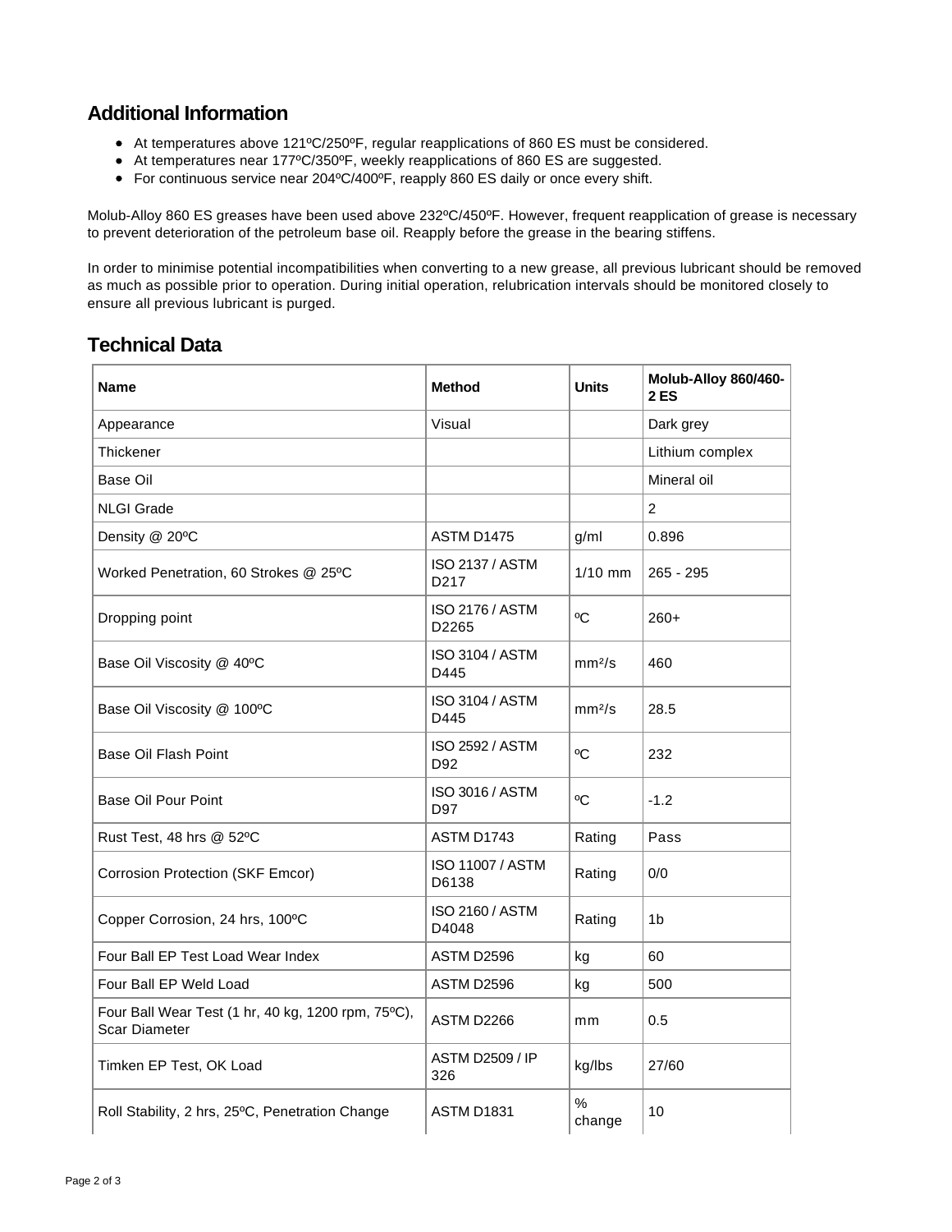## Additional Information

- At temperatures above 121ºC/250ºF, regular reapplications of 860 ES must be considered.
- At temperatures near 177ºC/350ºF, weekly reapplications of 860 ES are suggested.
- For continuous service near 204ºC/400ºF, reapply 860 ES daily or once every shift.

Molub-Alloy 860 ES greases have been used above 232ºC/450ºF. However, frequent reapplication of grease is necessary to prevent deterioration of the petroleum base oil. Reapply before the grease in the bearing stiffens.

In order to minimise potential incompatibilities when converting to a new grease, all previous lubricant should be removed as much as possible prior to operation. During initial operation, relubrication intervals should be monitored closely to ensure all previous lubricant is purged.

## Technical Data

| Name | Method | Units | Molub-Alloy 860/460-2 ES |
|---|---|---|---|
| Appearance | Visual | | Dark grey |
| Thickener | | | Lithium complex |
| Base Oil | | | Mineral oil |
| NLGI Grade | | | 2 |
| Density @ 20ºC | ASTM D1475 | g/ml | 0.896 |
| Worked Penetration, 60 Strokes @ 25ºC | ISO 2137 / ASTM D217 | 1/10 mm | 265 - 295 |
| Dropping point | ISO 2176 / ASTM D2265 | ºC | 260+ |
| Base Oil Viscosity @ 40ºC | ISO 3104 / ASTM D445 | $mm^2/s$ | 460 |
| Base Oil Viscosity @ 100ºC | ISO 3104 / ASTM D445 | $mm^2/s$ | 28.5 |
| Base Oil Flash Point | ISO 2592 / ASTM D92 | ºC | 232 |
| Base Oil Pour Point | ISO 3016 / ASTM D97 | ºC | -1.2 |
| Rust Test, 48 hrs @ 52ºC | ASTM D1743 | Rating | Pass |
| Corrosion Protection (SKF Emcor) | ISO 11007 / ASTM D6138 | Rating | 0/0 |
| Copper Corrosion, 24 hrs, 100ºC | ISO 2160 / ASTM D4048 | Rating | 1b |
| Four Ball EP Test Load Wear Index | ASTM D2596 | kg | 60 |
| Four Ball EP Weld Load | ASTM D2596 | kg | 500 |
| Four Ball Wear Test (1 hr, 40 kg, 1200 rpm, 75ºC), Scar Diameter | ASTM D2266 | mm | 0.5 |
| Timken EP Test, OK Load | ASTM D2509 / IP 326 | kg/lbs | 27/60 |
| Roll Stability, 2 hrs, 25ºC, Penetration Change | ASTM D1831 | % change | 10 |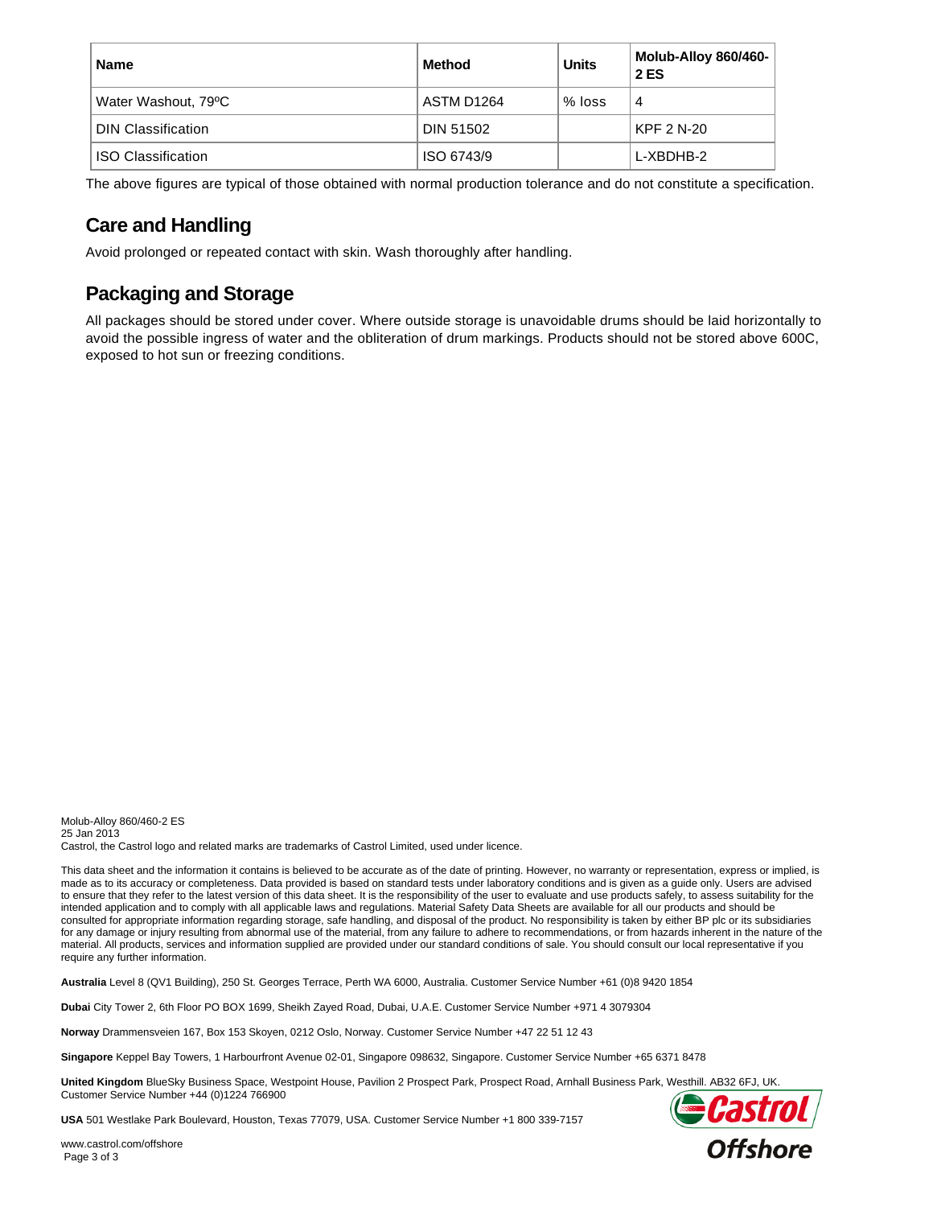| Name | Method | Units | Molub-Alloy 860/460-2 ES |
|---|---|---|---|
| Water Washout, 79ºC | ASTM D1264 | % loss | 4 |
| DIN Classification | DIN 51502 | | KPF 2 N-20 |
| ISO Classification | ISO 6743/9 | | L-XBDHB-2 |

The above figures are typical of those obtained with normal production tolerance and do not constitute a specification.

## Care and Handling

Avoid prolonged or repeated contact with skin. Wash thoroughly after handling.

## Packaging and Storage

All packages should be stored under cover. Where outside storage is unavoidable drums should be laid horizontally to avoid the possible ingress of water and the obliteration of drum markings. Products should not be stored above 600C, exposed to hot sun or freezing conditions.

Molub-Alloy 860/460-2 ES
25 Jan 2013
Castrol, the Castrol logo and related marks are trademarks of Castrol Limited, used under licence.

This data sheet and the information it contains is believed to be accurate as of the date of printing. However, no warranty or representation, express or implied, is made as to its accuracy or completeness. Data provided is based on standard tests under laboratory conditions and is given as a guide only. Users are advised to ensure that they refer to the latest version of this data sheet. It is the responsibility of the user to evaluate and use products safely, to assess suitability for the intended application and to comply with all applicable laws and regulations. Material Safety Data Sheets are available for all our products and should be consulted for appropriate information regarding storage, safe handling, and disposal of the product. No responsibility is taken by either BP plc or its subsidiaries for any damage or injury resulting from abnormal use of the material, from any failure to adhere to recommendations, or from hazards inherent in the nature of the material. All products, services and information supplied are provided under our standard conditions of sale. You should consult our local representative if you require any further information.

**Australia** Level 8 (QV1 Building), 250 St. Georges Terrace, Perth WA 6000, Australia. Customer Service Number +61 (0)8 9420 1854

**Dubai** City Tower 2, 6th Floor PO BOX 1699, Sheikh Zayed Road, Dubai, U.A.E. Customer Service Number +971 4 3079304

**Norway** Drammensveien 167, Box 153 Skoyen, 0212 Oslo, Norway. Customer Service Number +47 22 51 12 43

**Singapore** Keppel Bay Towers, 1 Harbourfront Avenue 02-01, Singapore 098632, Singapore. Customer Service Number +65 6371 8478

**United Kingdom** BlueSky Business Space, Westpoint House, Pavilion 2 Prospect Park, Prospect Road, Arnhall Business Park, Westhill. AB32 6FJ, UK. Customer Service Number +44 (0)1224 766900

**USA** 501 Westlake Park Boulevard, Houston, Texas 77079, USA. Customer Service Number +1 800 339-7157

www.castrol.com/offshore